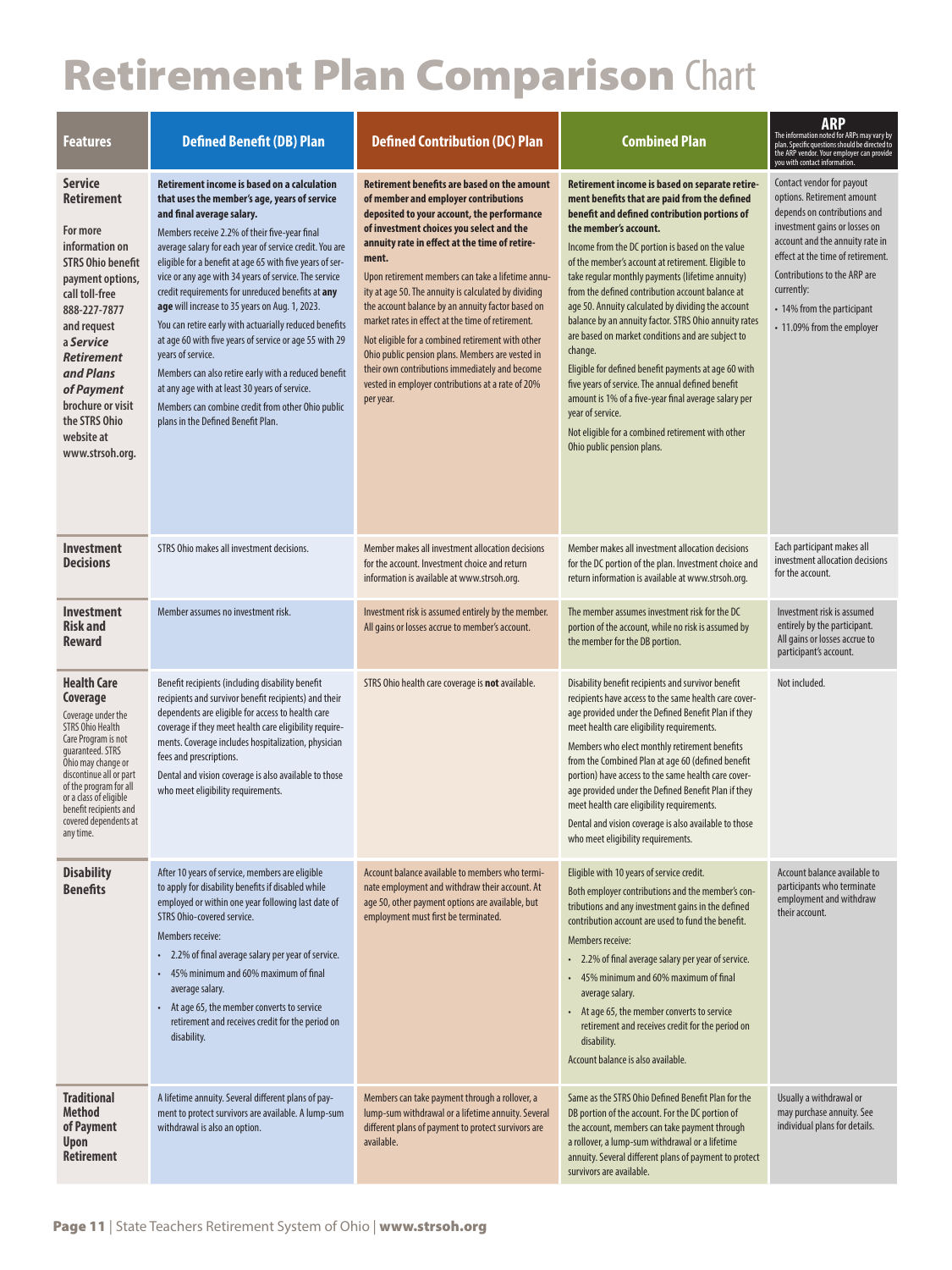# Retirement Plan Comparison Chart

| Features | Defined Benefit (DB) Plan | Defined Contribution (DC) Plan | Combined Plan | ARP<br>The information noted for ARPs may vary by plan. Specific questions should be directed to the ARP vendor. Your employer can provide you with contact information. |
|---|---|---|---|---|
| **Service Retirement**<br><br>**For more information on STRS Ohio benefit payment options, call toll-free 888-227-7877 and request a *Service Retirement and Plans of Payment* brochure or visit the STRS Ohio website at www.strsoh.org.** | **Retirement income is based on a calculation that uses the member's age, years of service and final average salary.**<br><br>Members receive 2.2% of their five-year final average salary for each year of service credit. You are eligible for a benefit at age 65 with five years of service or any age with 34 years of service. The service credit requirements for unreduced benefits at **any age** will increase to 35 years on Aug. 1, 2023.<br><br>You can retire early with actuarially reduced benefits at age 60 with five years of service or age 55 with 29 years of service.<br><br>Members can also retire early with a reduced benefit at any age with at least 30 years of service.<br><br>Members can combine credit from other Ohio public plans in the Defined Benefit Plan. | **Retirement benefits are based on the amount of member and employer contributions deposited to your account, the performance of investment choices you select and the annuity rate in effect at the time of retirement.**<br><br>Upon retirement members can take a lifetime annuity at age 50. The annuity is calculated by dividing the account balance by an annuity factor based on market rates in effect at the time of retirement.<br><br>Not eligible for a combined retirement with other Ohio public pension plans. Members are vested in their own contributions immediately and become vested in employer contributions at a rate of 20% per year. | **Retirement income is based on separate retirement benefits that are paid from the defined benefit and defined contribution portions of the member's account.**<br><br>Income from the DC portion is based on the value of the member's account at retirement. Eligible to take regular monthly payments (lifetime annuity) from the defined contribution account balance at age 50. Annuity calculated by dividing the account balance by an annuity factor. STRS Ohio annuity rates are based on market conditions and are subject to change.<br><br>Eligible for defined benefit payments at age 60 with five years of service. The annual defined benefit amount is 1% of a five-year final average salary per year of service.<br><br>Not eligible for a combined retirement with other Ohio public pension plans. | Contact vendor for payout options. Retirement amount depends on contributions and investment gains or losses on account and the annuity rate in effect at the time of retirement.<br><br>Contributions to the ARP are currently:<br>• 14% from the participant<br>• 11.09% from the employer |
| **Investment Decisions** | STRS Ohio makes all investment decisions. | Member makes all investment allocation decisions for the account. Investment choice and return information is available at www.strsoh.org. | Member makes all investment allocation decisions for the DC portion of the plan. Investment choice and return information is available at www.strsoh.org. | Each participant makes all investment allocation decisions for the account. |
| **Investment Risk and Reward** | Member assumes no investment risk. | Investment risk is assumed entirely by the member. All gains or losses accrue to member's account. | The member assumes investment risk for the DC portion of the account, while no risk is assumed by the member for the DB portion. | Investment risk is assumed entirely by the participant. All gains or losses accrue to participant's account. |
| **Health Care Coverage**<br><br>Coverage under the STRS Ohio Health Care Program is not guaranteed. STRS Ohio may change or discontinue all or part of the program for all or a class of eligible benefit recipients and covered dependents at any time. | Benefit recipients (including disability benefit recipients and survivor benefit recipients) and their dependents are eligible for access to health care coverage if they meet health care eligibility requirements. Coverage includes hospitalization, physician fees and prescriptions.<br><br>Dental and vision coverage is also available to those who meet eligibility requirements. | STRS Ohio health care coverage is **not** available. | Disability benefit recipients and survivor benefit recipients have access to the same health care coverage provided under the Defined Benefit Plan if they meet health care eligibility requirements.<br><br>Members who elect monthly retirement benefits from the Combined Plan at age 60 (defined benefit portion) have access to the same health care coverage provided under the Defined Benefit Plan if they meet health care eligibility requirements.<br><br>Dental and vision coverage is also available to those who meet eligibility requirements. | Not included. |
| **Disability Benefits** | After 10 years of service, members are eligible to apply for disability benefits if disabled while employed or within one year following last date of STRS Ohio-covered service.<br><br>Members receive:<br>• 2.2% of final average salary per year of service.<br>• 45% minimum and 60% maximum of final average salary.<br>• At age 65, the member converts to service retirement and receives credit for the period on disability. | Account balance available to members who terminate employment and withdraw their account. At age 50, other payment options are available, but employment must first be terminated. | Eligible with 10 years of service credit.<br><br>Both employer contributions and the member's contributions and any investment gains in the defined contribution account are used to fund the benefit.<br><br>Members receive:<br>• 2.2% of final average salary per year of service.<br>• 45% minimum and 60% maximum of final average salary.<br>• At age 65, the member converts to service retirement and receives credit for the period on disability.<br><br>Account balance is also available. | Account balance available to participants who terminate employment and withdraw their account. |
| **Traditional Method of Payment Upon Retirement** | A lifetime annuity. Several different plans of payment to protect survivors are available. A lump-sum withdrawal is also an option. | Members can take payment through a rollover, a lump-sum withdrawal or a lifetime annuity. Several different plans of payment to protect survivors are available. | Same as the STRS Ohio Defined Benefit Plan for the DB portion of the account. For the DC portion of the account, members can take payment through a rollover, a lump-sum withdrawal or a lifetime annuity. Several different plans of payment to protect survivors are available. | Usually a withdrawal or may purchase annuity. See individual plans for details. |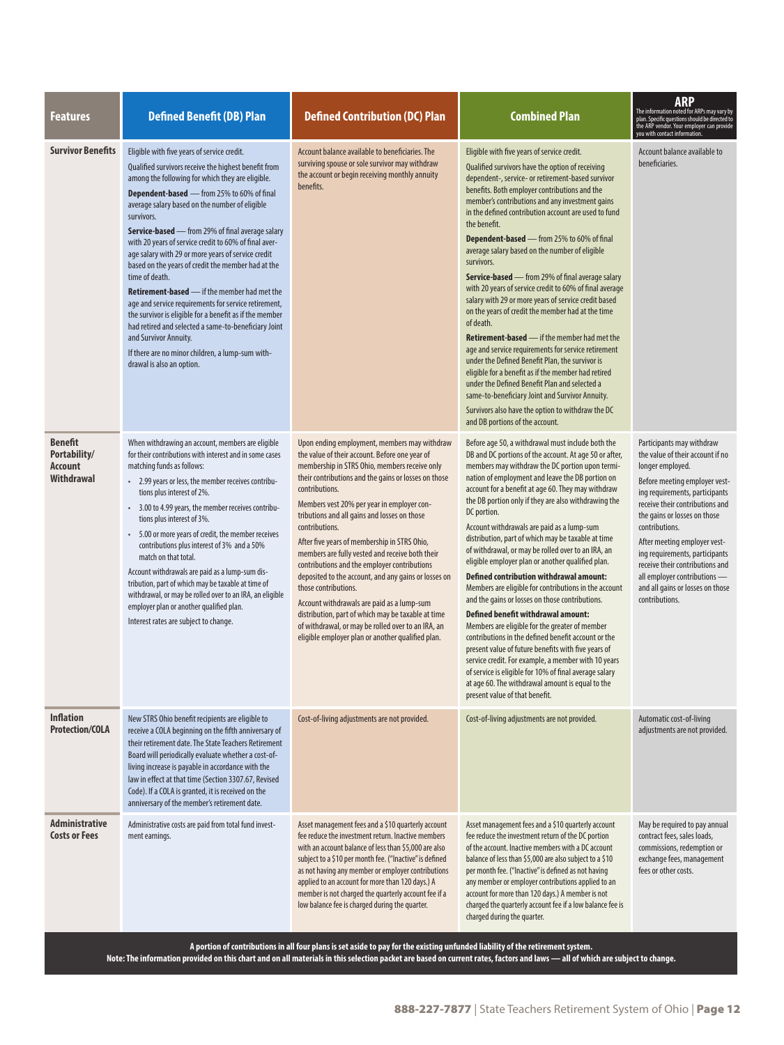| Features | Defined Benefit (DB) Plan | Defined Contribution (DC) Plan | Combined Plan | ARP The information noted for ARPs may vary by plan. Specific questions should be directed to the ARP vendor. Your employer can provide you with contact information. |
|---|---|---|---|---|
| **Survivor Benefits** | Eligible with five years of service credit. Qualified survivors receive the highest benefit from among the following for which they are eligible. **Dependent-based** — from 25% to 60% of final average salary based on the number of eligible survivors. **Service-based** — from 29% of final average salary with 20 years of service credit to 60% of final average salary with 29 or more years of service credit based on the years of credit the member had at the time of death. **Retirement-based** — if the member had met the age and service requirements for service retirement, the survivor is eligible for a benefit as if the member had retired and selected a same-to-beneficiary Joint and Survivor Annuity. If there are no minor children, a lump-sum withdrawal is also an option. | Account balance available to beneficiaries. The surviving spouse or sole survivor may withdraw the account or begin receiving monthly annuity benefits. | Eligible with five years of service credit. Qualified survivors have the option of receiving dependent-, service- or retirement-based survivor benefits. Both employer contributions and the member's contributions and any investment gains in the defined contribution account are used to fund the benefit. **Dependent-based** — from 25% to 60% of final average salary based on the number of eligible survivors. **Service-based** — from 29% of final average salary with 20 years of service credit to 60% of final average salary with 29 or more years of service credit based on the years of credit the member had at the time of death. **Retirement-based** — if the member had met the age and service requirements for service retirement under the Defined Benefit Plan, the survivor is eligible for a benefit as if the member had retired under the Defined Benefit Plan and selected a same-to-beneficiary Joint and Survivor Annuity. Survivors also have the option to withdraw the DC and DB portions of the account. | Account balance available to beneficiaries. |
| **Benefit Portability/ Account Withdrawal** | When withdrawing an account, members are eligible for their contributions with interest and in some cases matching funds as follows: • 2.99 years or less, the member receives contributions plus interest of 2%. • 3.00 to 4.99 years, the member receives contributions plus interest of 3%. • 5.00 or more years of credit, the member receives contributions plus interest of 3% and a 50% match on that total. Account withdrawals are paid as a lump-sum distribution, part of which may be taxable at time of withdrawal, or may be rolled over to an IRA, an eligible employer plan or another qualified plan. Interest rates are subject to change. | Upon ending employment, members may withdraw the value of their account. Before one year of membership in STRS Ohio, members receive only their contributions and the gains or losses on those contributions. Members vest 20% per year in employer contributions and all gains and losses on those contributions. After five years of membership in STRS Ohio, members are fully vested and receive both their contributions and the employer contributions deposited to the account, and any gains or losses on those contributions. Account withdrawals are paid as a lump-sum distribution, part of which may be taxable at time of withdrawal, or may be rolled over to an IRA, an eligible employer plan or another qualified plan. | Before age 50, a withdrawal must include both the DB and DC portions of the account. At age 50 or after, members may withdraw the DC portion upon termination of employment and leave the DB portion on account for a benefit at age 60. They may withdraw the DB portion only if they are also withdrawing the DC portion. Account withdrawals are paid as a lump-sum distribution, part of which may be taxable at time of withdrawal, or may be rolled over to an IRA, an eligible employer plan or another qualified plan. **Defined contribution withdrawal amount:** Members are eligible for contributions in the account and the gains or losses on those contributions. **Defined benefit withdrawal amount:** Members are eligible for the greater of member contributions in the defined benefit account or the present value of future benefits with five years of service credit. For example, a member with 10 years of service is eligible for 10% of final average salary at age 60. The withdrawal amount is equal to the present value of that benefit. | Participants may withdraw the value of their account if no longer employed. Before meeting employer vesting requirements, participants receive their contributions and the gains or losses on those contributions. After meeting employer vesting requirements, participants receive their contributions and all employer contributions — and all gains or losses on those contributions. |
| **Inflation Protection/COLA** | New STRS Ohio benefit recipients are eligible to receive a COLA beginning on the fifth anniversary of their retirement date. The State Teachers Retirement Board will periodically evaluate whether a cost-of-living increase is payable in accordance with the law in effect at that time (Section 3307.67, Revised Code). If a COLA is granted, it is received on the anniversary of the member's retirement date. | Cost-of-living adjustments are not provided. | Cost-of-living adjustments are not provided. | Automatic cost-of-living adjustments are not provided. |
| **Administrative Costs or Fees** | Administrative costs are paid from total fund investment earnings. | Asset management fees and a $10 quarterly account fee reduce the investment return. Inactive members with an account balance of less than $5,000 are also subject to a $10 per month fee. ("Inactive" is defined as not having any member or employer contributions applied to an account for more than 120 days.) A member is not charged the quarterly account fee if a low balance fee is charged during the quarter. | Asset management fees and a $10 quarterly account fee reduce the investment return of the DC portion of the account. Inactive members with a DC account balance of less than $5,000 are also subject to a $10 per month fee. ("Inactive" is defined as not having any member or employer contributions applied to an account for more than 120 days.) A member is not charged the quarterly account fee if a low balance fee is charged during the quarter. | May be required to pay annual contract fees, sales loads, commissions, redemption or exchange fees, management fees or other costs. |

**A portion of contributions in all four plans is set aside to pay for the existing unfunded liability of the retirement system.**

**Note: The information provided on this chart and on all materials in this selection packet are based on current rates, factors and laws — all of which are subject to change.**